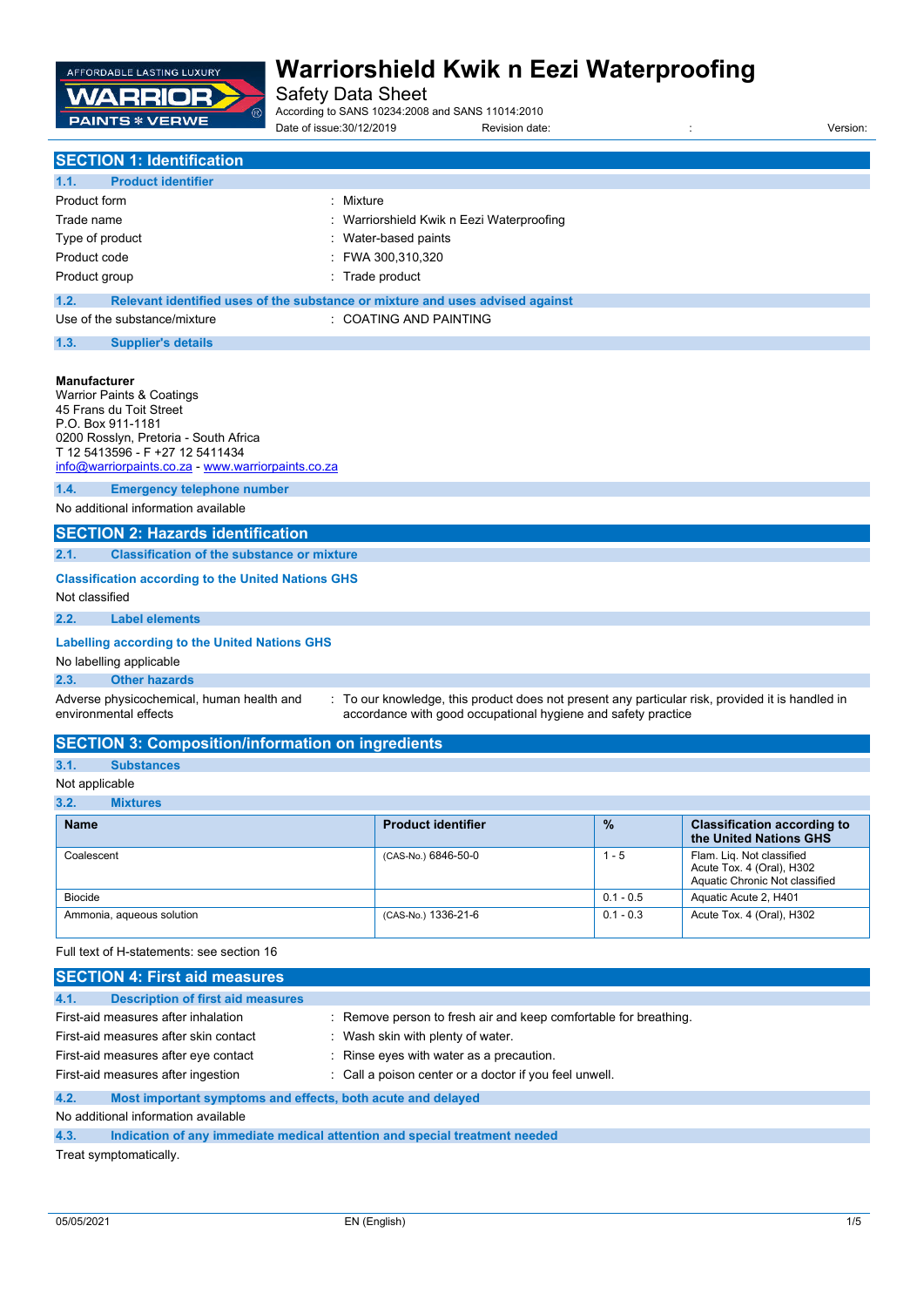# Warriorshield Kwik n Eezi Waterproofing

Safety Data Sheet

According to SANS 10234:2008 and SANS 11014:2010

Date of issue:30/12/2019 Revision date: : Version:

## SECTION 1: Identification

### 1.1. Product identifier

| | |
|---|---|
| Product form | : Mixture |
| Trade name | : Warriorshield Kwik n Eezi Waterproofing |
| Type of product | : Water-based paints |
| Product code | : FWA 300,310,320 |
| Product group | : Trade product |

### 1.2. Relevant identified uses of the substance or mixture and uses advised against

Use of the substance/mixture : COATING AND PAINTING

### 1.3. Supplier's details

**Manufacturer**
Warrior Paints & Coatings
45 Frans du Toit Street
P.O. Box 911-1181
0200 Rosslyn, Pretoria - South Africa
T 12 5413596 - F +27 12 5411434
info@warriorpaints.co.za - www.warriorpaints.co.za

### 1.4. Emergency telephone number

No additional information available

## SECTION 2: Hazards identification

### 2.1. Classification of the substance or mixture

**Classification according to the United Nations GHS**

Not classified

### 2.2. Label elements

**Labelling according to the United Nations GHS**

No labelling applicable

### 2.3. Other hazards

Adverse physicochemical, human health and environmental effects : To our knowledge, this product does not present any particular risk, provided it is handled in accordance with good occupational hygiene and safety practice

## SECTION 3: Composition/information on ingredients

### 3.1. Substances

Not applicable

### 3.2. Mixtures

| Name | Product identifier | % | Classification according to the United Nations GHS |
|---|---|---|---|
| Coalescent | (CAS-No.) 6846-50-0 | 1 - 5 | Flam. Liq. Not classified<br>Acute Tox. 4 (Oral), H302<br>Aquatic Chronic Not classified |
| Biocide | | 0.1 - 0.5 | Aquatic Acute 2, H401 |
| Ammonia, aqueous solution | (CAS-No.) 1336-21-6 | 0.1 - 0.3 | Acute Tox. 4 (Oral), H302 |

Full text of H-statements: see section 16

## SECTION 4: First aid measures

### 4.1. Description of first aid measures

| | |
|---|---|
| First-aid measures after inhalation | : Remove person to fresh air and keep comfortable for breathing. |
| First-aid measures after skin contact | : Wash skin with plenty of water. |
| First-aid measures after eye contact | : Rinse eyes with water as a precaution. |
| First-aid measures after ingestion | : Call a poison center or a doctor if you feel unwell. |

### 4.2. Most important symptoms and effects, both acute and delayed

No additional information available

### 4.3. Indication of any immediate medical attention and special treatment needed

Treat symptomatically.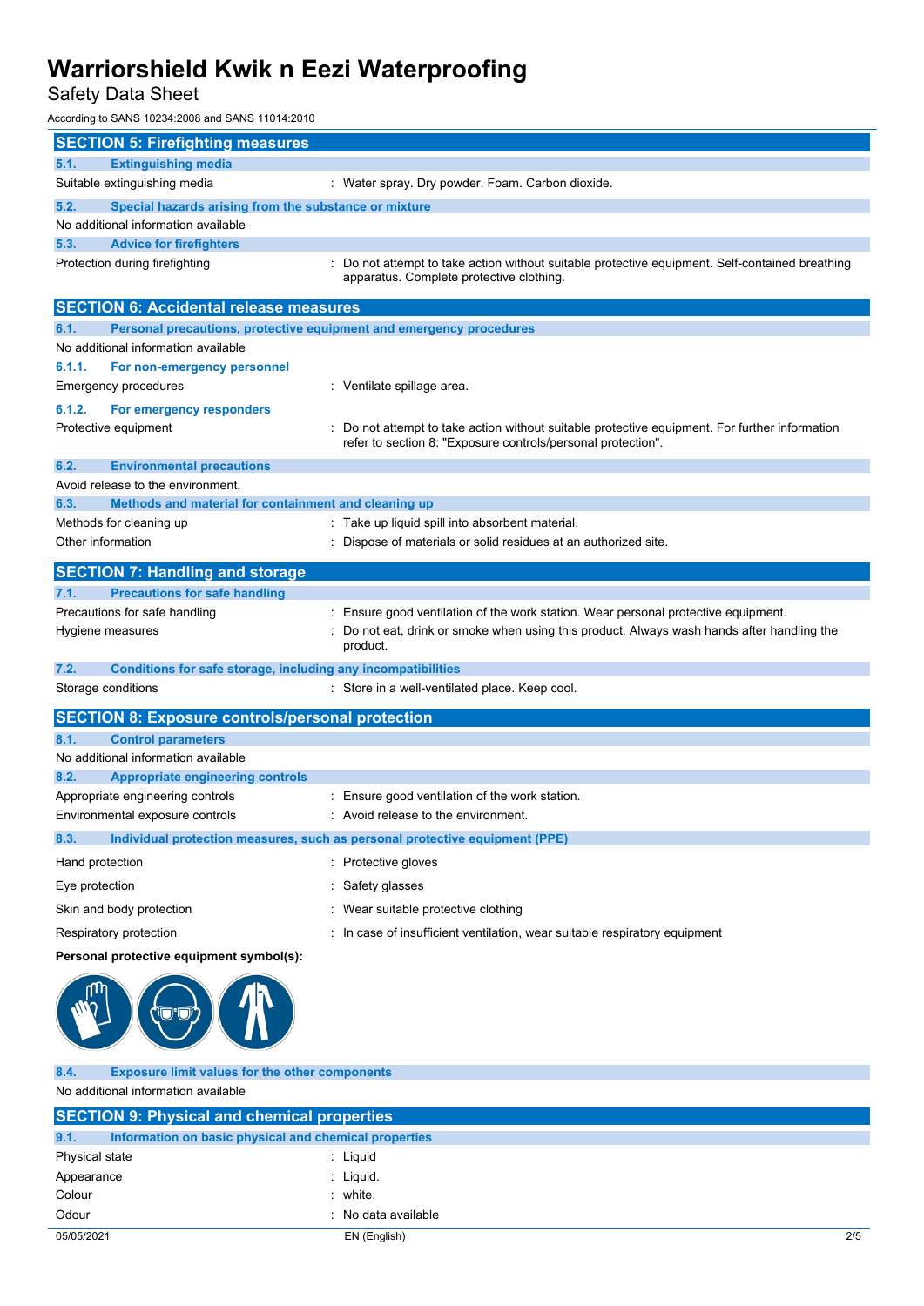## SECTION 5: Firefighting measures

### 5.1. Extinguishing media

| | |
|---|---|
| Suitable extinguishing media | : Water spray. Dry powder. Foam. Carbon dioxide. |

### 5.2. Special hazards arising from the substance or mixture

No additional information available

### 5.3. Advice for firefighters

| | |
|---|---|
| Protection during firefighting | : Do not attempt to take action without suitable protective equipment. Self-contained breathing apparatus. Complete protective clothing. |

## SECTION 6: Accidental release measures

### 6.1. Personal precautions, protective equipment and emergency procedures

No additional information available

#### 6.1.1. For non-emergency personnel

| | |
|---|---|
| Emergency procedures | : Ventilate spillage area. |

#### 6.1.2. For emergency responders

| | |
|---|---|
| Protective equipment | : Do not attempt to take action without suitable protective equipment. For further information refer to section 8: "Exposure controls/personal protection". |

### 6.2. Environmental precautions

Avoid release to the environment.

### 6.3. Methods and material for containment and cleaning up

| | |
|---|---|
| Methods for cleaning up | : Take up liquid spill into absorbent material. |
| Other information | : Dispose of materials or solid residues at an authorized site. |

## SECTION 7: Handling and storage

### 7.1. Precautions for safe handling

| | |
|---|---|
| Precautions for safe handling | : Ensure good ventilation of the work station. Wear personal protective equipment. |
| Hygiene measures | : Do not eat, drink or smoke when using this product. Always wash hands after handling the product. |

### 7.2. Conditions for safe storage, including any incompatibilities

| | |
|---|---|
| Storage conditions | : Store in a well-ventilated place. Keep cool. |

## SECTION 8: Exposure controls/personal protection

### 8.1. Control parameters

No additional information available

### 8.2. Appropriate engineering controls

| | |
|---|---|
| Appropriate engineering controls | : Ensure good ventilation of the work station. |
| Environmental exposure controls | : Avoid release to the environment. |

### 8.3. Individual protection measures, such as personal protective equipment (PPE)

| | |
|---|---|
| Hand protection | : Protective gloves |
| Eye protection | : Safety glasses |
| Skin and body protection | : Wear suitable protective clothing |
| Respiratory protection | : In case of insufficient ventilation, wear suitable respiratory equipment |

**Personal protective equipment symbol(s):**

### 8.4. Exposure limit values for the other components

No additional information available

## SECTION 9: Physical and chemical properties

### 9.1. Information on basic physical and chemical properties

| | |
|---|---|
| Physical state | : Liquid |
| Appearance | : Liquid. |
| Colour | : white. |
| Odour | : No data available |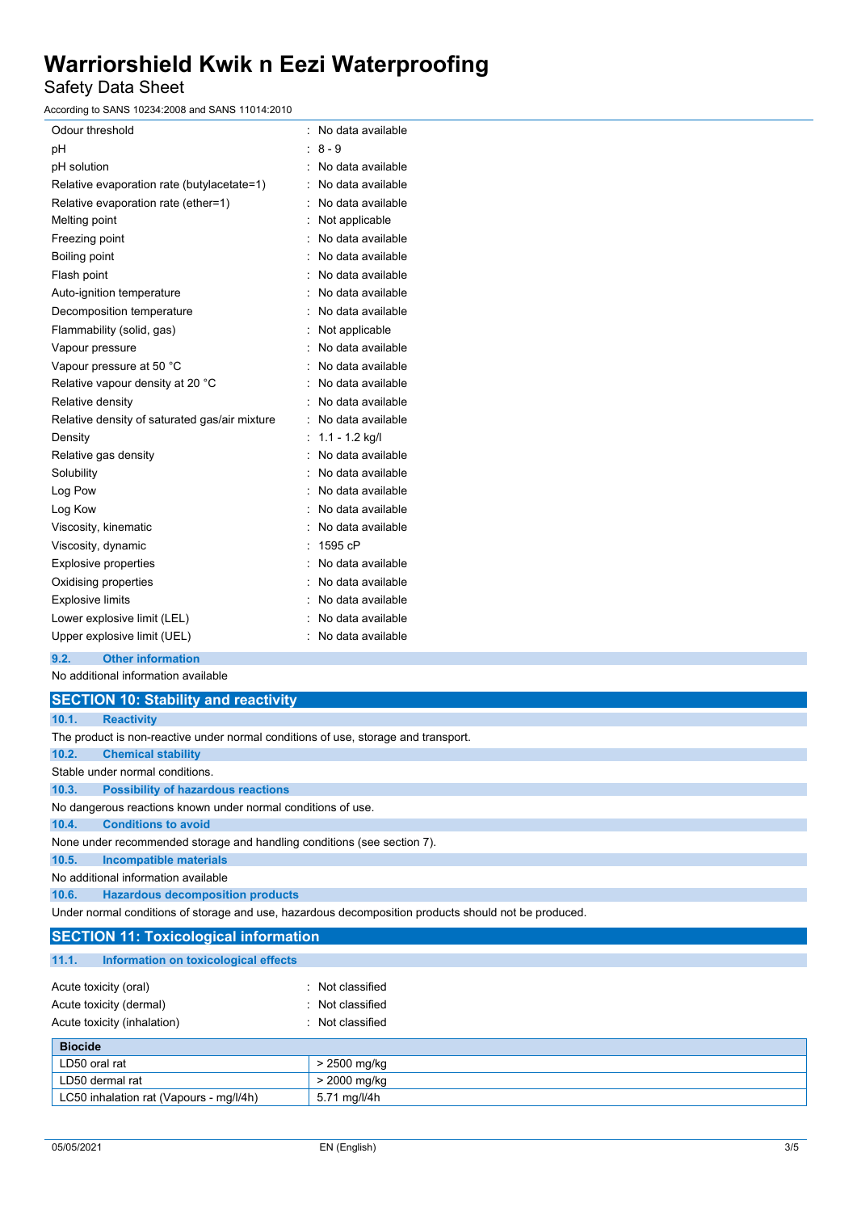| | |
|---|---|
| Odour threshold | : No data available |
| pH | : 8 - 9 |
| pH solution | : No data available |
| Relative evaporation rate (butylacetate=1) | : No data available |
| Relative evaporation rate (ether=1) | : No data available |
| Melting point | : Not applicable |
| Freezing point | : No data available |
| Boiling point | : No data available |
| Flash point | : No data available |
| Auto-ignition temperature | : No data available |
| Decomposition temperature | : No data available |
| Flammability (solid, gas) | : Not applicable |
| Vapour pressure | : No data available |
| Vapour pressure at 50 °C | : No data available |
| Relative vapour density at 20 °C | : No data available |
| Relative density | : No data available |
| Relative density of saturated gas/air mixture | : No data available |
| Density | : 1.1 - 1.2 kg/l |
| Relative gas density | : No data available |
| Solubility | : No data available |
| Log Pow | : No data available |
| Log Kow | : No data available |
| Viscosity, kinematic | : No data available |
| Viscosity, dynamic | : 1595 cP |
| Explosive properties | : No data available |
| Oxidising properties | : No data available |
| Explosive limits | : No data available |
| Lower explosive limit (LEL) | : No data available |
| Upper explosive limit (UEL) | : No data available |

### 9.2. Other information

No additional information available

## SECTION 10: Stability and reactivity

### 10.1. Reactivity

The product is non-reactive under normal conditions of use, storage and transport.

### 10.2. Chemical stability

Stable under normal conditions.

### 10.3. Possibility of hazardous reactions

No dangerous reactions known under normal conditions of use.

### 10.4. Conditions to avoid

None under recommended storage and handling conditions (see section 7).

### 10.5. Incompatible materials

No additional information available

### 10.6. Hazardous decomposition products

Under normal conditions of storage and use, hazardous decomposition products should not be produced.

## SECTION 11: Toxicological information

### 11.1. Information on toxicological effects

| | |
|---|---|
| Acute toxicity (oral) | : Not classified |
| Acute toxicity (dermal) | : Not classified |
| Acute toxicity (inhalation) | : Not classified |

| **Biocide** | |
|---|---|
| LD50 oral rat | > 2500 mg/kg |
| LD50 dermal rat | > 2000 mg/kg |
| LC50 inhalation rat (Vapours - mg/l/4h) | 5.71 mg/l/4h |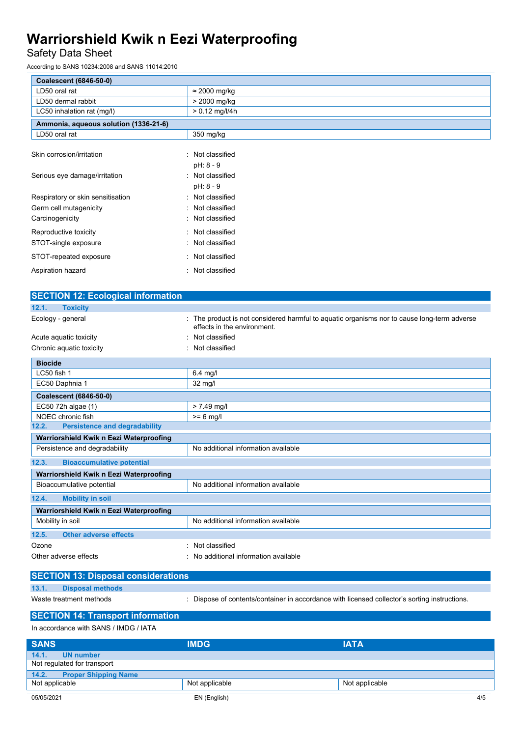| Coalescent (6846-50-0) | |
|---|---|
| LD50 oral rat | ≈ 2000 mg/kg |
| LD50 dermal rabbit | > 2000 mg/kg |
| LC50 inhalation rat (mg/l) | > 0.12 mg/l/4h |

| Ammonia, aqueous solution (1336-21-6) | |
|---|---|
| LD50 oral rat | 350 mg/kg |

Skin corrosion/irritation : Not classified
pH: 8 - 9

Serious eye damage/irritation : Not classified
pH: 8 - 9

Respiratory or skin sensitisation : Not classified

Germ cell mutagenicity : Not classified

Carcinogenicity : Not classified

Reproductive toxicity : Not classified

STOT-single exposure : Not classified

STOT-repeated exposure : Not classified

Aspiration hazard : Not classified

## SECTION 12: Ecological information

### 12.1. Toxicity

Ecology - general : The product is not considered harmful to aquatic organisms nor to cause long-term adverse effects in the environment.

Acute aquatic toxicity : Not classified

Chronic aquatic toxicity : Not classified

| Biocide | |
|---|---|
| LC50 fish 1 | 6.4 mg/l |
| EC50 Daphnia 1 | 32 mg/l |

| Coalescent (6846-50-0) | |
|---|---|
| EC50 72h algae (1) | > 7.49 mg/l |
| NOEC chronic fish | >= 6 mg/l |

### 12.2. Persistence and degradability

| Warriorshield Kwik n Eezi Waterproofing | |
|---|---|
| Persistence and degradability | No additional information available |

### 12.3. Bioaccumulative potential

| Warriorshield Kwik n Eezi Waterproofing | |
|---|---|
| Bioaccumulative potential | No additional information available |

### 12.4. Mobility in soil

| Warriorshield Kwik n Eezi Waterproofing | |
|---|---|
| Mobility in soil | No additional information available |

### 12.5. Other adverse effects

Ozone : Not classified

Other adverse effects : No additional information available

## SECTION 13: Disposal considerations

### 13.1. Disposal methods

Waste treatment methods : Dispose of contents/container in accordance with licensed collector's sorting instructions.

## SECTION 14: Transport information

In accordance with SANS / IMDG / IATA

| SANS | IMDG | IATA |
|---|---|---|
| **14.1. UN number** | | |
| Not regulated for transport | | |
| **14.2. Proper Shipping Name** | | |
| Not applicable | Not applicable | Not applicable |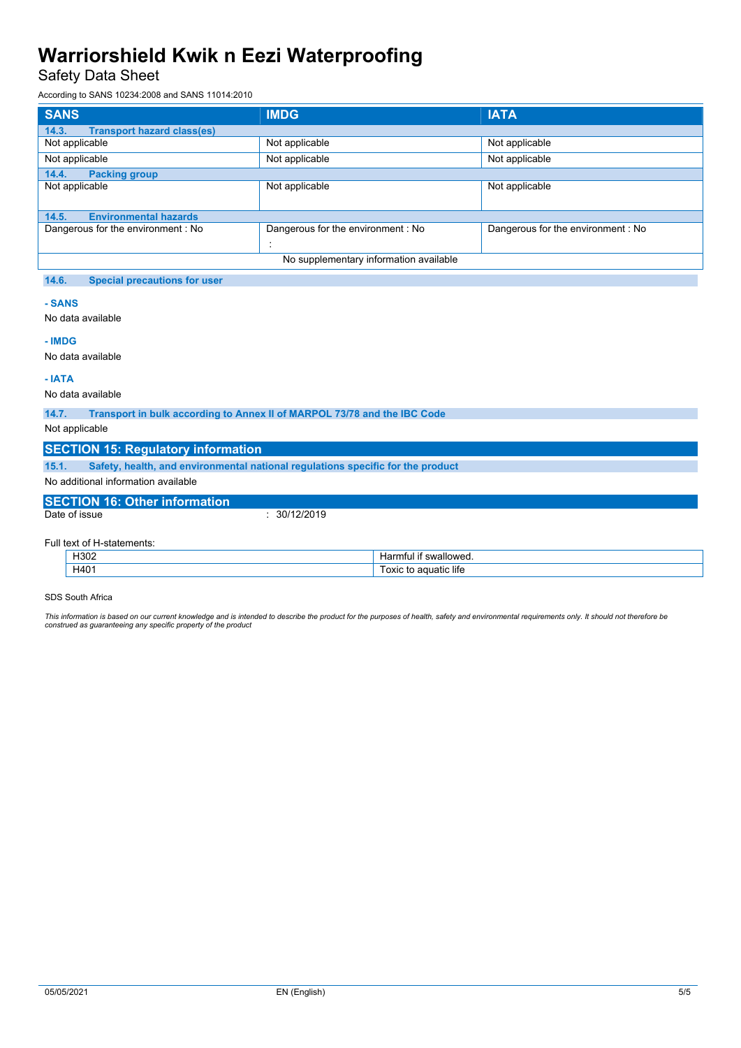| SANS | IMDG | IATA |
|---|---|---|
| **14.3. Transport hazard class(es)** | | |
| Not applicable | Not applicable | Not applicable |
| Not applicable | Not applicable | Not applicable |
| **14.4. Packing group** | | |
| Not applicable | Not applicable | Not applicable |
| **14.5. Environmental hazards** | | |
| Dangerous for the environment : No | Dangerous for the environment : No<br>: | Dangerous for the environment : No |
| No supplementary information available | | |

### 14.6. Special precautions for user

**- SANS**

No data available

**- IMDG**

No data available

**- IATA**

No data available

### 14.7. Transport in bulk according to Annex II of MARPOL 73/78 and the IBC Code

Not applicable

## SECTION 15: Regulatory information

### 15.1. Safety, health, and environmental national regulations specific for the product

No additional information available

## SECTION 16: Other information

Date of issue : 30/12/2019

Full text of H-statements:

| | |
|---|---|
| H302 | Harmful if swallowed. |
| H401 | Toxic to aquatic life |

SDS South Africa

*This information is based on our current knowledge and is intended to describe the product for the purposes of health, safety and environmental requirements only. It should not therefore be construed as guaranteeing any specific property of the product*